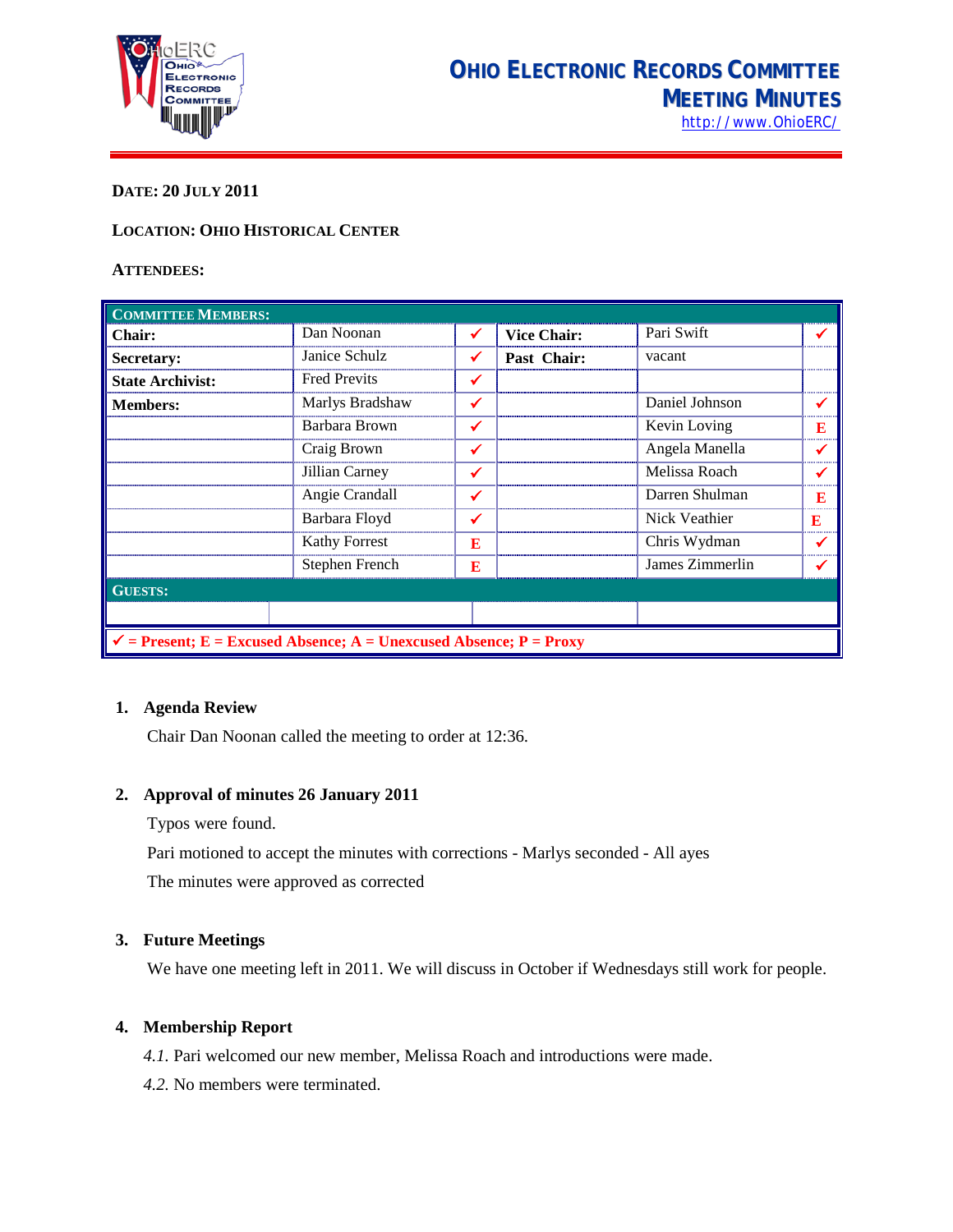# Ohio Electronic Records Committee
## Meeting Minutes

http://www.OhioERC/

**Date: 20 July 2011**

**Location: Ohio Historical Center**

**Attendees:**

| Committee Members: | | | | | |
|---|---|---|---|---|---|
| **Chair:** | Dan Noonan | ✔ | **Vice Chair:** | Pari Swift | ✔ |
| **Secretary:** | Janice Schulz | ✔ | **Past Chair:** | vacant | |
| **State Archivist:** | Fred Previts | ✔ | | | |
| **Members:** | Marlys Bradshaw | ✔ | | Daniel Johnson | ✔ |
| | Barbara Brown | ✔ | | Kevin Loving | E |
| | Craig Brown | ✔ | | Angela Manella | ✔ |
| | Jillian Carney | ✔ | | Melissa Roach | ✔ |
| | Angie Crandall | ✔ | | Darren Shulman | E |
| | Barbara Floyd | ✔ | | Nick Veathier | E |
| | Kathy Forrest | E | | Chris Wydman | ✔ |
| | Stephen French | E | | James Zimmerlin | ✔ |
| **Guests:** | | | | | |
| | | | | | |

✔ = Present; E = Excused Absence; A = Unexcused Absence; P = Proxy

### 1. Agenda Review

Chair Dan Noonan called the meeting to order at 12:36.

### 2. Approval of minutes 26 January 2011

Typos were found.

Pari motioned to accept the minutes with corrections - Marlys seconded - All ayes

The minutes were approved as corrected

### 3. Future Meetings

We have one meeting left in 2011. We will discuss in October if Wednesdays still work for people.

### 4. Membership Report

*4.1.* Pari welcomed our new member, Melissa Roach and introductions were made.

*4.2.* No members were terminated.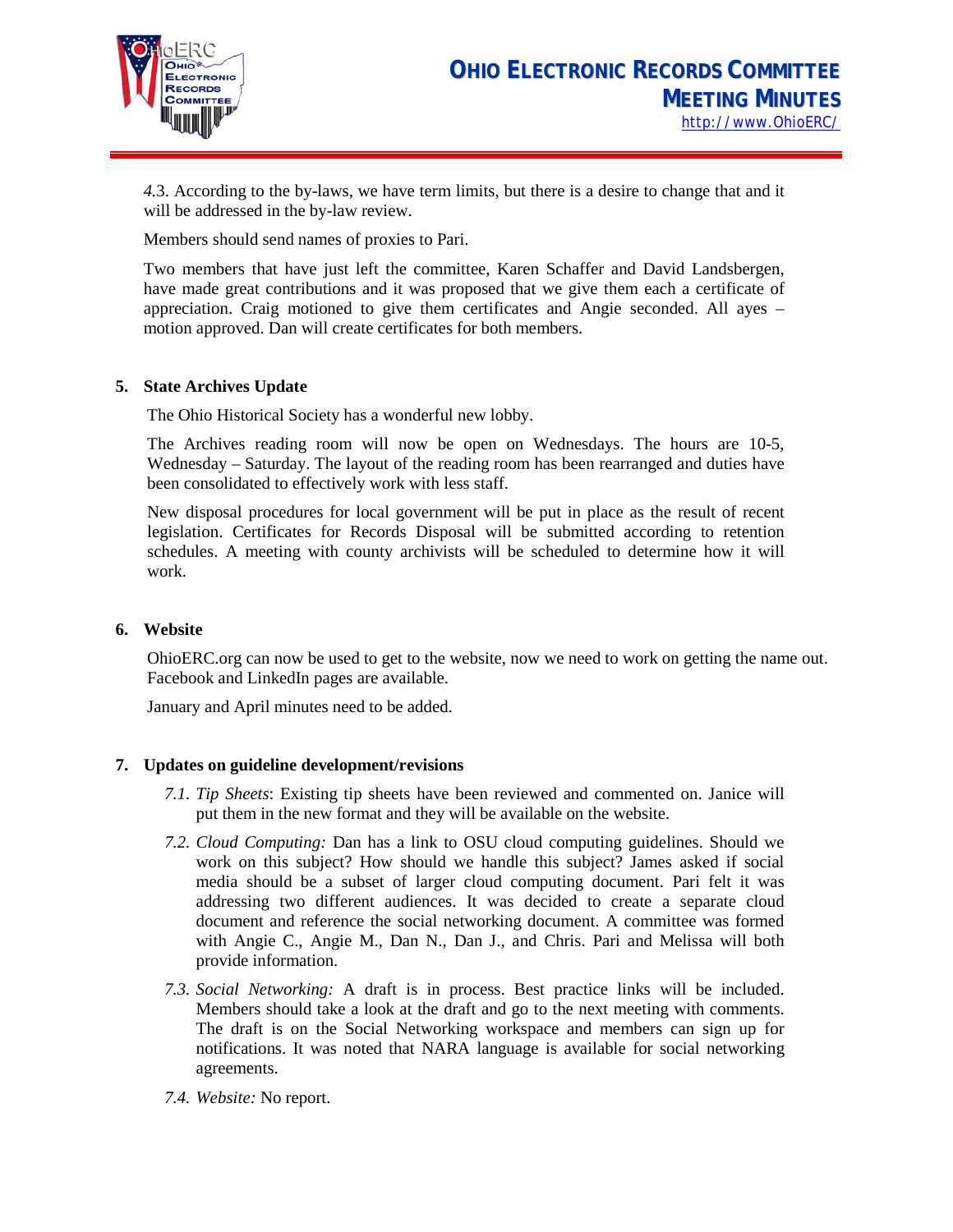*4*.3. According to the by-laws, we have term limits, but there is a desire to change that and it will be addressed in the by-law review.

Members should send names of proxies to Pari.

Two members that have just left the committee, Karen Schaffer and David Landsbergen, have made great contributions and it was proposed that we give them each a certificate of appreciation. Craig motioned to give them certificates and Angie seconded. All ayes – motion approved. Dan will create certificates for both members.

**5. State Archives Update**

The Ohio Historical Society has a wonderful new lobby.

The Archives reading room will now be open on Wednesdays. The hours are 10-5, Wednesday – Saturday. The layout of the reading room has been rearranged and duties have been consolidated to effectively work with less staff.

New disposal procedures for local government will be put in place as the result of recent legislation. Certificates for Records Disposal will be submitted according to retention schedules. A meeting with county archivists will be scheduled to determine how it will work.

**6. Website**

OhioERC.org can now be used to get to the website, now we need to work on getting the name out. Facebook and LinkedIn pages are available.

January and April minutes need to be added.

**7. Updates on guideline development/revisions**

*7.1. Tip Sheets*: Existing tip sheets have been reviewed and commented on. Janice will put them in the new format and they will be available on the website.

*7.2. Cloud Computing:* Dan has a link to OSU cloud computing guidelines. Should we work on this subject? How should we handle this subject? James asked if social media should be a subset of larger cloud computing document. Pari felt it was addressing two different audiences. It was decided to create a separate cloud document and reference the social networking document. A committee was formed with Angie C., Angie M., Dan N., Dan J., and Chris. Pari and Melissa will both provide information.

*7.3. Social Networking:* A draft is in process. Best practice links will be included. Members should take a look at the draft and go to the next meeting with comments. The draft is on the Social Networking workspace and members can sign up for notifications. It was noted that NARA language is available for social networking agreements.

*7.4. Website:* No report.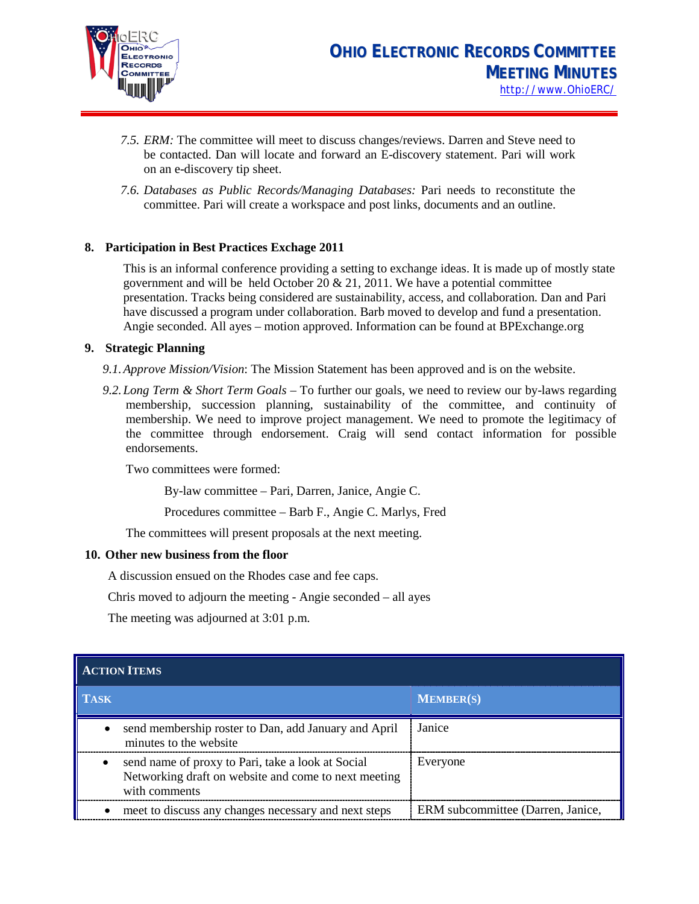7.5. *ERM:* The committee will meet to discuss changes/reviews. Darren and Steve need to be contacted. Dan will locate and forward an E-discovery statement. Pari will work on an e-discovery tip sheet.

7.6. *Databases as Public Records/Managing Databases:* Pari needs to reconstitute the committee. Pari will create a workspace and post links, documents and an outline.

**8. Participation in Best Practices Exchage 2011**

This is an informal conference providing a setting to exchange ideas. It is made up of mostly state government and will be held October 20 & 21, 2011. We have a potential committee presentation. Tracks being considered are sustainability, access, and collaboration. Dan and Pari have discussed a program under collaboration. Barb moved to develop and fund a presentation. Angie seconded. All ayes – motion approved. Information can be found at BPExchange.org

**9. Strategic Planning**

9.1. *Approve Mission/Vision*: The Mission Statement has been approved and is on the website.

9.2. *Long Term & Short Term Goals* – To further our goals, we need to review our by-laws regarding membership, succession planning, sustainability of the committee, and continuity of membership. We need to improve project management. We need to promote the legitimacy of the committee through endorsement. Craig will send contact information for possible endorsements.

Two committees were formed:

By-law committee – Pari, Darren, Janice, Angie C.

Procedures committee – Barb F., Angie C. Marlys, Fred

The committees will present proposals at the next meeting.

**10. Other new business from the floor**

A discussion ensued on the Rhodes case and fee caps.

Chris moved to adjourn the meeting - Angie seconded – all ayes

The meeting was adjourned at 3:01 p.m.

| **ACTION ITEMS** | |
|---|---|
| **TASK** | **MEMBER(S)** |
| • send membership roster to Dan, add January and April minutes to the website | Janice |
| • send name of proxy to Pari, take a look at Social Networking draft on website and come to next meeting with comments | Everyone |
| • meet to discuss any changes necessary and next steps | ERM subcommittee (Darren, Janice, |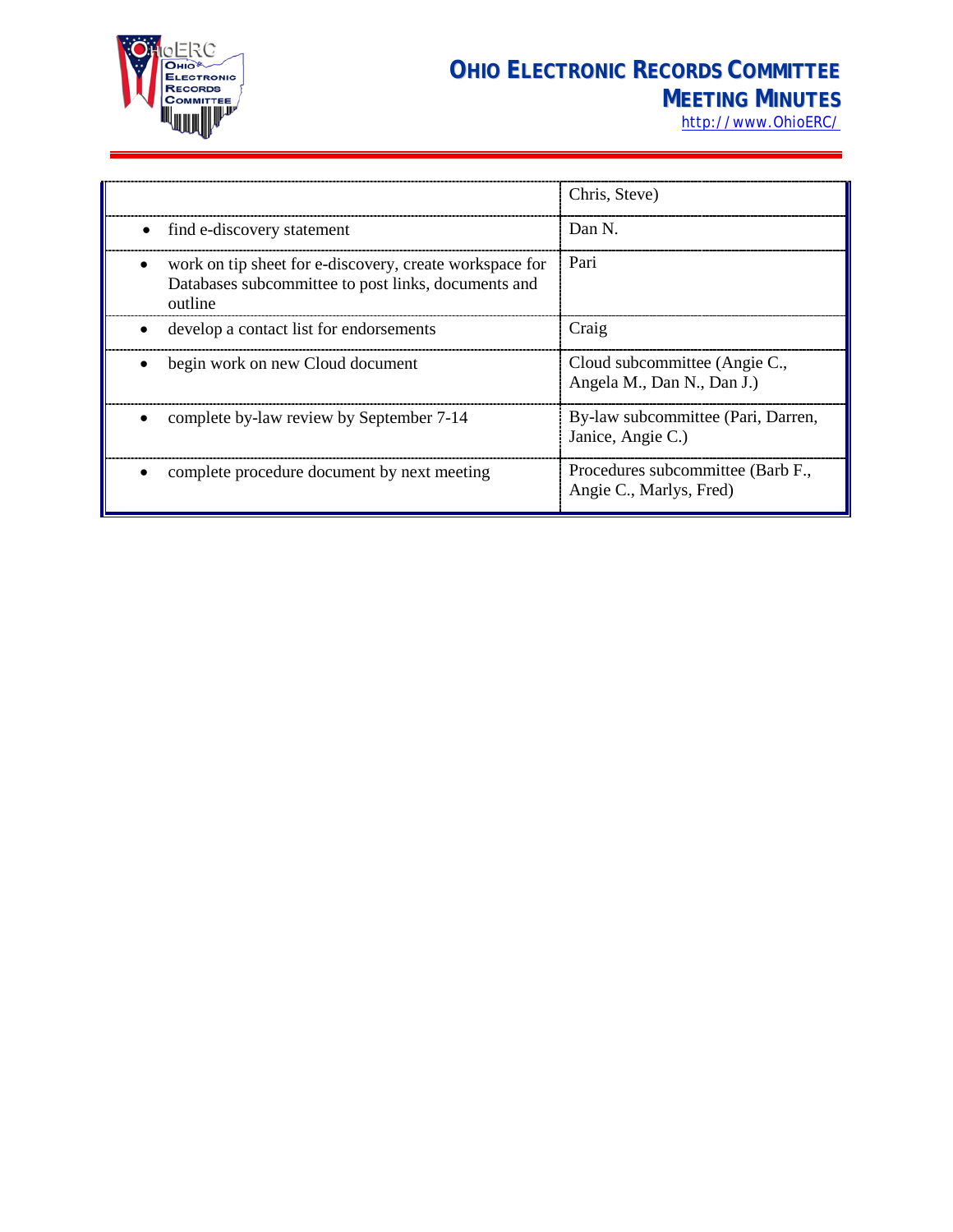| | |
|---|---|
| | Chris, Steve) |
| • find e-discovery statement | Dan N. |
| • work on tip sheet for e-discovery, create workspace for Databases subcommittee to post links, documents and outline | Pari |
| • develop a contact list for endorsements | Craig |
| • begin work on new Cloud document | Cloud subcommittee (Angie C., Angela M., Dan N., Dan J.) |
| • complete by-law review by September 7-14 | By-law subcommittee (Pari, Darren, Janice, Angie C.) |
| • complete procedure document by next meeting | Procedures subcommittee (Barb F., Angie C., Marlys, Fred) |